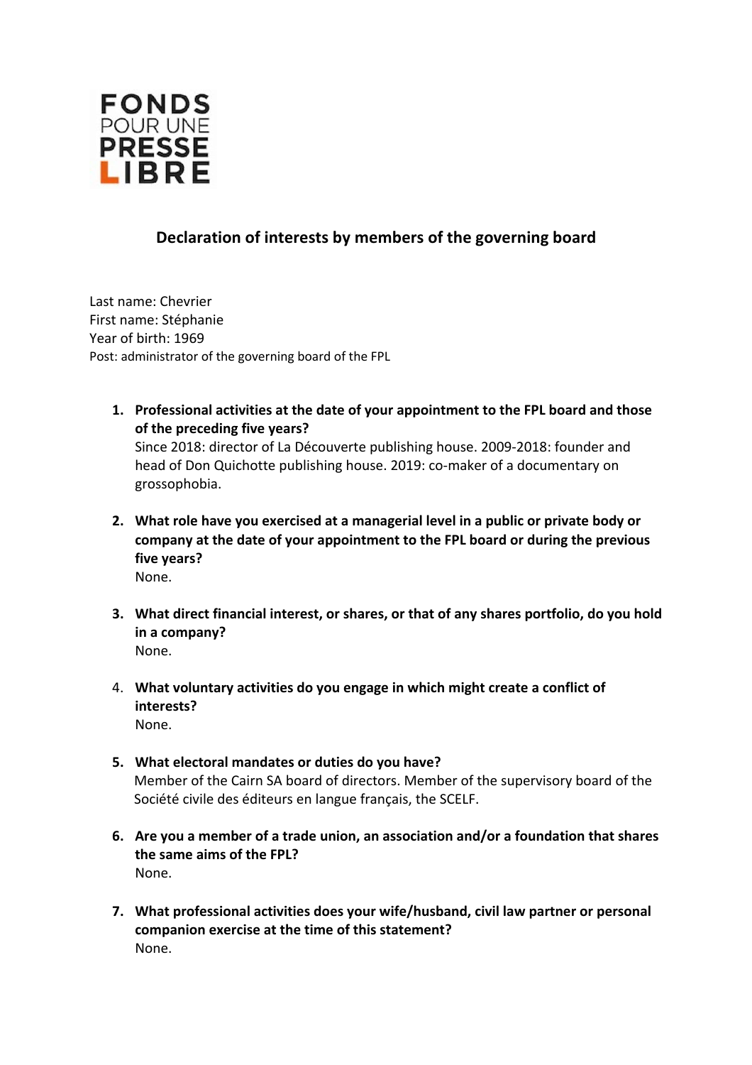FONDS POUR UNE PRESSE LIBRE

## Declaration of interests by members of the governing board

Last name: Chevrier
First name: Stéphanie
Year of birth: 1969
Post: administrator of the governing board of the FPL

1. **Professional activities at the date of your appointment to the FPL board and those of the preceding five years?**
   Since 2018: director of La Découverte publishing house. 2009-2018: founder and head of Don Quichotte publishing house. 2019: co-maker of a documentary on grossophobia.

2. **What role have you exercised at a managerial level in a public or private body or company at the date of your appointment to the FPL board or during the previous five years?**
   None.

3. **What direct financial interest, or shares, or that of any shares portfolio, do you hold in a company?**
   None.

4. **What voluntary activities do you engage in which might create a conflict of interests?**
   None.

5. **What electoral mandates or duties do you have?**
   Member of the Cairn SA board of directors. Member of the supervisory board of the Société civile des éditeurs en langue français, the SCELF.

6. **Are you a member of a trade union, an association and/or a foundation that shares the same aims of the FPL?**
   None.

7. **What professional activities does your wife/husband, civil law partner or personal companion exercise at the time of this statement?**
   None.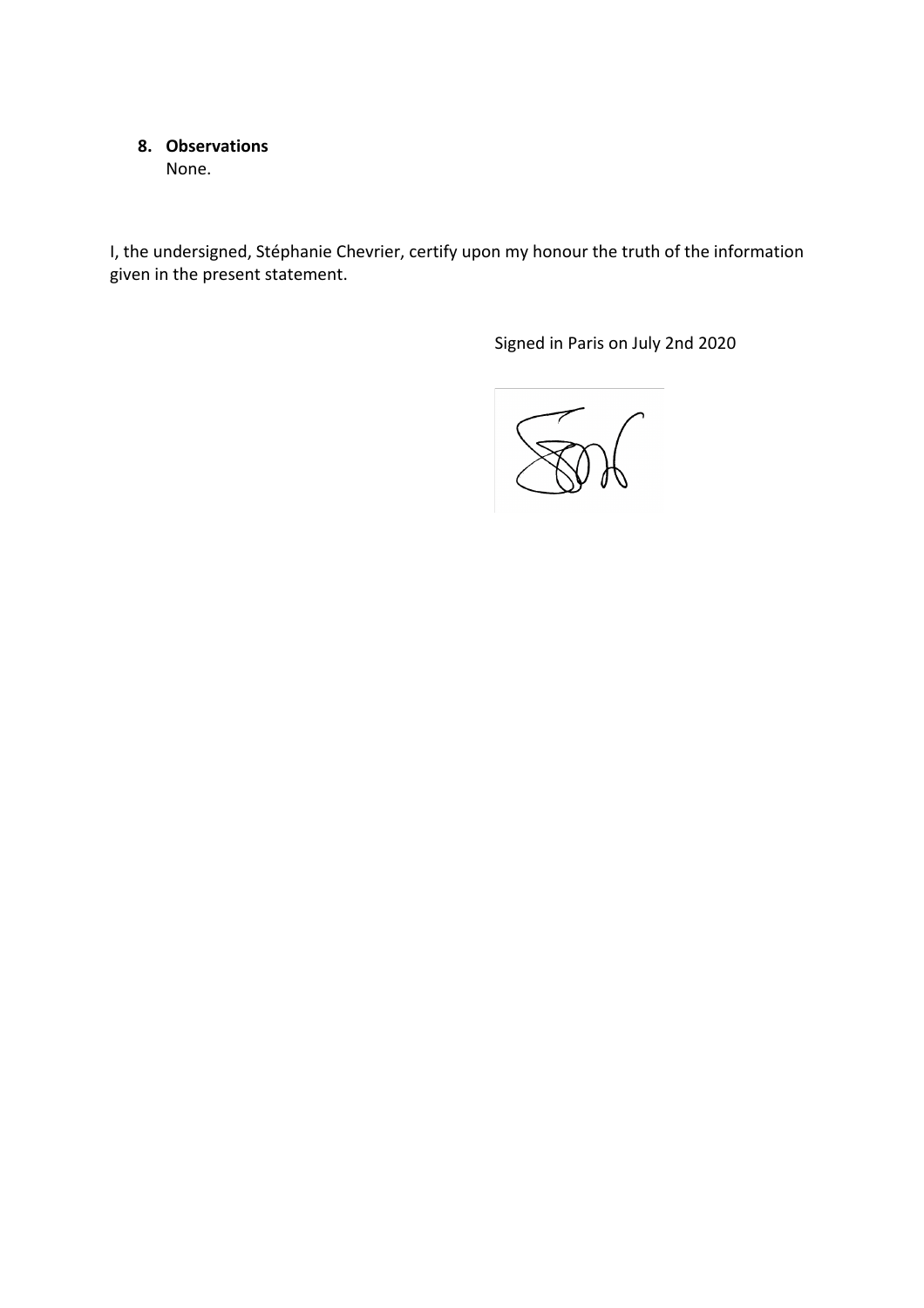8. **Observations**
   None.

I, the undersigned, Stéphanie Chevrier, certify upon my honour the truth of the information given in the present statement.

Signed in Paris on July 2nd 2020